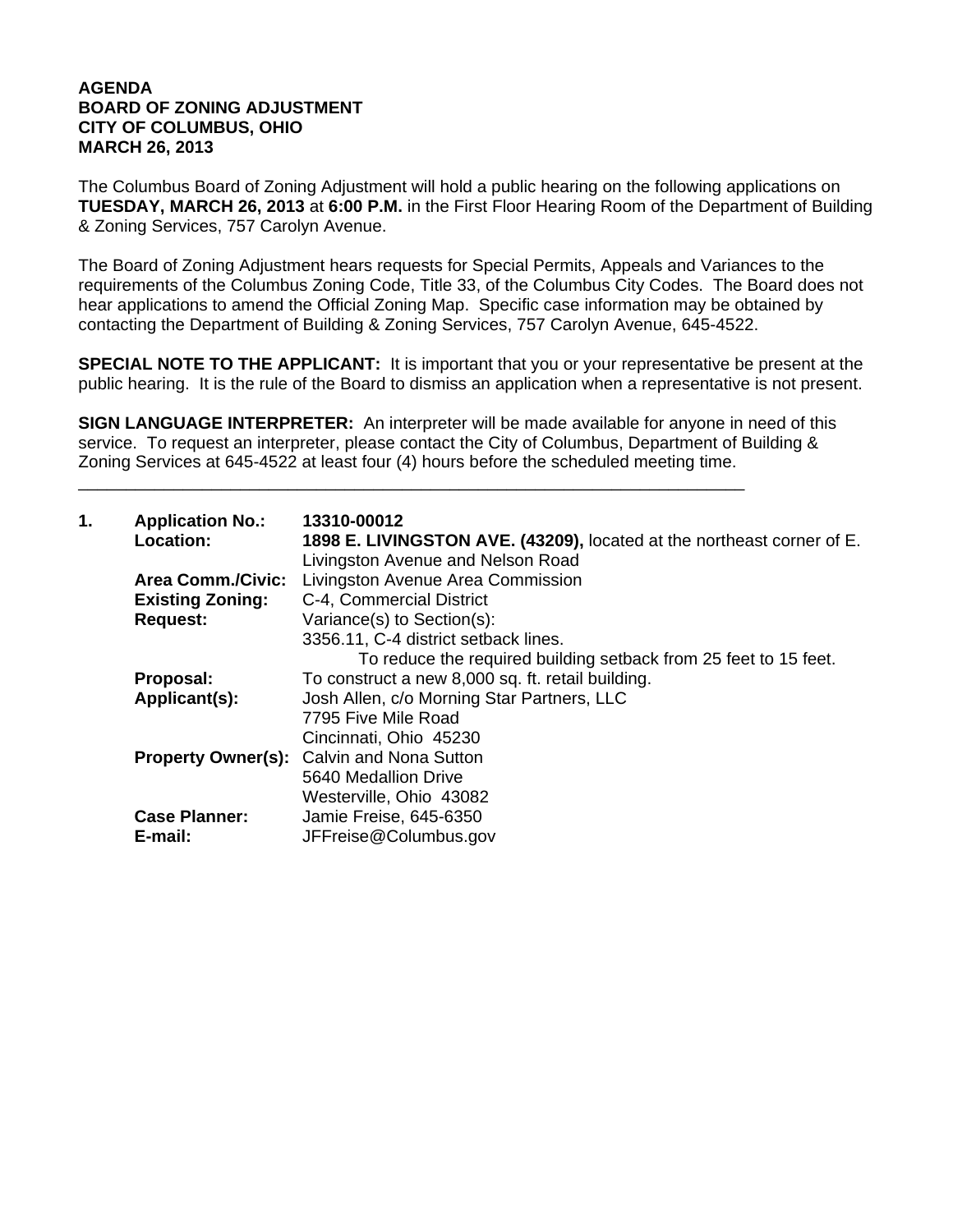**AGENDA**
**BOARD OF ZONING ADJUSTMENT**
**CITY OF COLUMBUS, OHIO**
**MARCH 26, 2013**

The Columbus Board of Zoning Adjustment will hold a public hearing on the following applications on **TUESDAY, MARCH 26, 2013** at **6:00 P.M.** in the First Floor Hearing Room of the Department of Building & Zoning Services, 757 Carolyn Avenue.

The Board of Zoning Adjustment hears requests for Special Permits, Appeals and Variances to the requirements of the Columbus Zoning Code, Title 33, of the Columbus City Codes. The Board does not hear applications to amend the Official Zoning Map. Specific case information may be obtained by contacting the Department of Building & Zoning Services, 757 Carolyn Avenue, 645-4522.

**SPECIAL NOTE TO THE APPLICANT:** It is important that you or your representative be present at the public hearing. It is the rule of the Board to dismiss an application when a representative is not present.

**SIGN LANGUAGE INTERPRETER:** An interpreter will be made available for anyone in need of this service. To request an interpreter, please contact the City of Columbus, Department of Building & Zoning Services at 645-4522 at least four (4) hours before the scheduled meeting time.

---

**1. Application No.:** **13310-00012**
**Location:** **1898 E. LIVINGSTON AVE. (43209),** located at the northeast corner of E. Livingston Avenue and Nelson Road
**Area Comm./Civic:** Livingston Avenue Area Commission
**Existing Zoning:** C-4, Commercial District
**Request:** Variance(s) to Section(s):
3356.11, C-4 district setback lines.
To reduce the required building setback from 25 feet to 15 feet.
**Proposal:** To construct a new 8,000 sq. ft. retail building.
**Applicant(s):** Josh Allen, c/o Morning Star Partners, LLC
7795 Five Mile Road
Cincinnati, Ohio 45230
**Property Owner(s):** Calvin and Nona Sutton
5640 Medallion Drive
Westerville, Ohio 43082
**Case Planner:** Jamie Freise, 645-6350
**E-mail:** JFFreise@Columbus.gov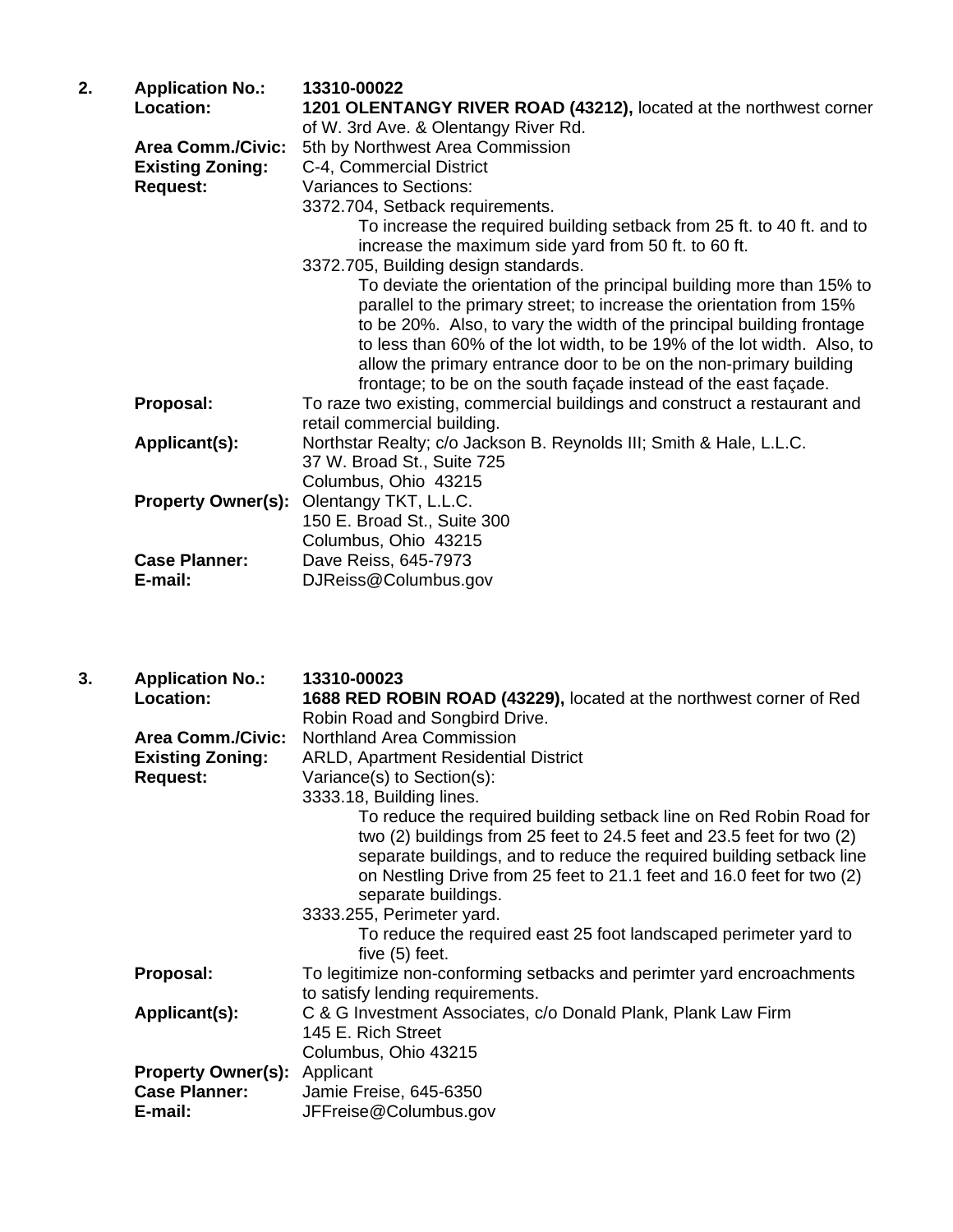2. **Application No.:** **13310-00022**
**Location:** **1201 OLENTANGY RIVER ROAD (43212),** located at the northwest corner of W. 3rd Ave. & Olentangy River Rd.
**Area Comm./Civic:** 5th by Northwest Area Commission
**Existing Zoning:** C-4, Commercial District
**Request:** Variances to Sections:
3372.704, Setback requirements.
To increase the required building setback from 25 ft. to 40 ft. and to increase the maximum side yard from 50 ft. to 60 ft.
3372.705, Building design standards.
To deviate the orientation of the principal building more than 15% to parallel to the primary street; to increase the orientation from 15% to be 20%. Also, to vary the width of the principal building frontage to less than 60% of the lot width, to be 19% of the lot width. Also, to allow the primary entrance door to be on the non-primary building frontage; to be on the south façade instead of the east façade.
**Proposal:** To raze two existing, commercial buildings and construct a restaurant and retail commercial building.
**Applicant(s):** Northstar Realty; c/o Jackson B. Reynolds III; Smith & Hale, L.L.C.
37 W. Broad St., Suite 725
Columbus, Ohio 43215
**Property Owner(s):** Olentangy TKT, L.L.C.
150 E. Broad St., Suite 300
Columbus, Ohio 43215
**Case Planner:** Dave Reiss, 645-7973
**E-mail:** DJReiss@Columbus.gov

3. **Application No.:** **13310-00023**
**Location:** **1688 RED ROBIN ROAD (43229),** located at the northwest corner of Red Robin Road and Songbird Drive.
**Area Comm./Civic:** Northland Area Commission
**Existing Zoning:** ARLD, Apartment Residential District
**Request:** Variance(s) to Section(s):
3333.18, Building lines.
To reduce the required building setback line on Red Robin Road for two (2) buildings from 25 feet to 24.5 feet and 23.5 feet for two (2) separate buildings, and to reduce the required building setback line on Nestling Drive from 25 feet to 21.1 feet and 16.0 feet for two (2) separate buildings.
3333.255, Perimeter yard.
To reduce the required east 25 foot landscaped perimeter yard to five (5) feet.
**Proposal:** To legitimize non-conforming setbacks and perimter yard encroachments to satisfy lending requirements.
**Applicant(s):** C & G Investment Associates, c/o Donald Plank, Plank Law Firm
145 E. Rich Street
Columbus, Ohio 43215
**Property Owner(s):** Applicant
**Case Planner:** Jamie Freise, 645-6350
**E-mail:** JFFreise@Columbus.gov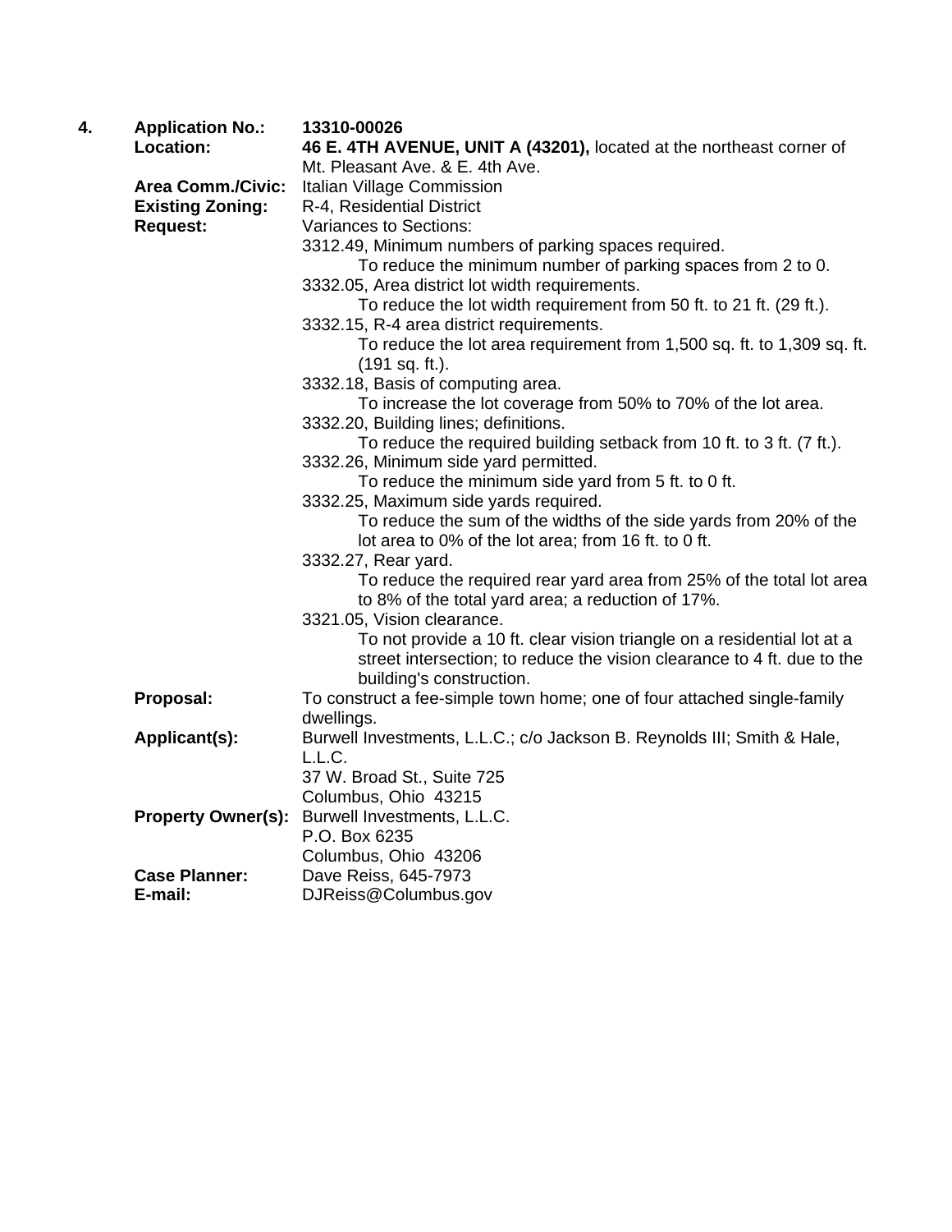**4.** **Application No.:** **13310-00026**

**Location:** **46 E. 4TH AVENUE, UNIT A (43201),** located at the northeast corner of Mt. Pleasant Ave. & E. 4th Ave.

**Area Comm./Civic:** Italian Village Commission

**Existing Zoning:** R-4, Residential District

**Request:** Variances to Sections:

3312.49, Minimum numbers of parking spaces required.
  To reduce the minimum number of parking spaces from 2 to 0.

3332.05, Area district lot width requirements.
  To reduce the lot width requirement from 50 ft. to 21 ft. (29 ft.).

3332.15, R-4 area district requirements.
  To reduce the lot area requirement from 1,500 sq. ft. to 1,309 sq. ft. (191 sq. ft.).

3332.18, Basis of computing area.
  To increase the lot coverage from 50% to 70% of the lot area.

3332.20, Building lines; definitions.
  To reduce the required building setback from 10 ft. to 3 ft. (7 ft.).

3332.26, Minimum side yard permitted.
  To reduce the minimum side yard from 5 ft. to 0 ft.

3332.25, Maximum side yards required.
  To reduce the sum of the widths of the side yards from 20% of the lot area to 0% of the lot area; from 16 ft. to 0 ft.

3332.27, Rear yard.
  To reduce the required rear yard area from 25% of the total lot area to 8% of the total yard area; a reduction of 17%.

3321.05, Vision clearance.
  To not provide a 10 ft. clear vision triangle on a residential lot at a street intersection; to reduce the vision clearance to 4 ft. due to the building's construction.

**Proposal:** To construct a fee-simple town home; one of four attached single-family dwellings.

**Applicant(s):** Burwell Investments, L.L.C.; c/o Jackson B. Reynolds III; Smith & Hale, L.L.C.
37 W. Broad St., Suite 725
Columbus, Ohio 43215

**Property Owner(s):** Burwell Investments, L.L.C.
P.O. Box 6235
Columbus, Ohio 43206

**Case Planner:** Dave Reiss, 645-7973

**E-mail:** DJReiss@Columbus.gov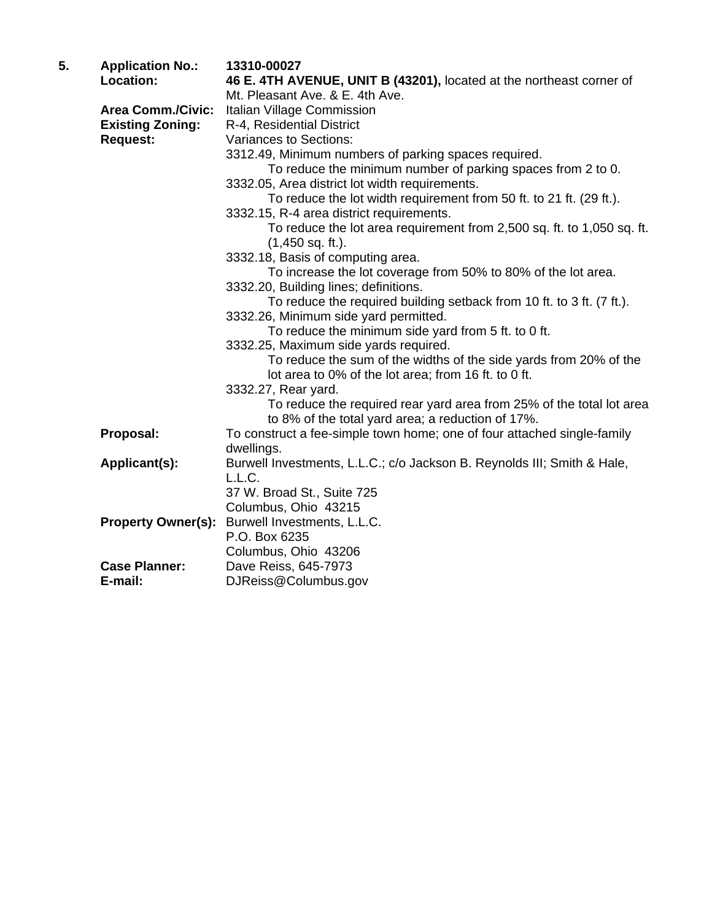**5.** **Application No.:** **13310-00027**

**Location:** **46 E. 4TH AVENUE, UNIT B (43201),** located at the northeast corner of Mt. Pleasant Ave. & E. 4th Ave.

**Area Comm./Civic:** Italian Village Commission

**Existing Zoning:** R-4, Residential District

**Request:** Variances to Sections:

3312.49, Minimum numbers of parking spaces required.
- To reduce the minimum number of parking spaces from 2 to 0.

3332.05, Area district lot width requirements.
- To reduce the lot width requirement from 50 ft. to 21 ft. (29 ft.).

3332.15, R-4 area district requirements.
- To reduce the lot area requirement from 2,500 sq. ft. to 1,050 sq. ft. (1,450 sq. ft.).

3332.18, Basis of computing area.
- To increase the lot coverage from 50% to 80% of the lot area.

3332.20, Building lines; definitions.
- To reduce the required building setback from 10 ft. to 3 ft. (7 ft.).

3332.26, Minimum side yard permitted.
- To reduce the minimum side yard from 5 ft. to 0 ft.

3332.25, Maximum side yards required.
- To reduce the sum of the widths of the side yards from 20% of the lot area to 0% of the lot area; from 16 ft. to 0 ft.

3332.27, Rear yard.
- To reduce the required rear yard area from 25% of the total lot area to 8% of the total yard area; a reduction of 17%.

**Proposal:** To construct a fee-simple town home; one of four attached single-family dwellings.

**Applicant(s):** Burwell Investments, L.L.C.; c/o Jackson B. Reynolds III; Smith & Hale, L.L.C.
37 W. Broad St., Suite 725
Columbus, Ohio 43215

**Property Owner(s):** Burwell Investments, L.L.C.
P.O. Box 6235
Columbus, Ohio 43206

**Case Planner:** Dave Reiss, 645-7973

**E-mail:** DJReiss@Columbus.gov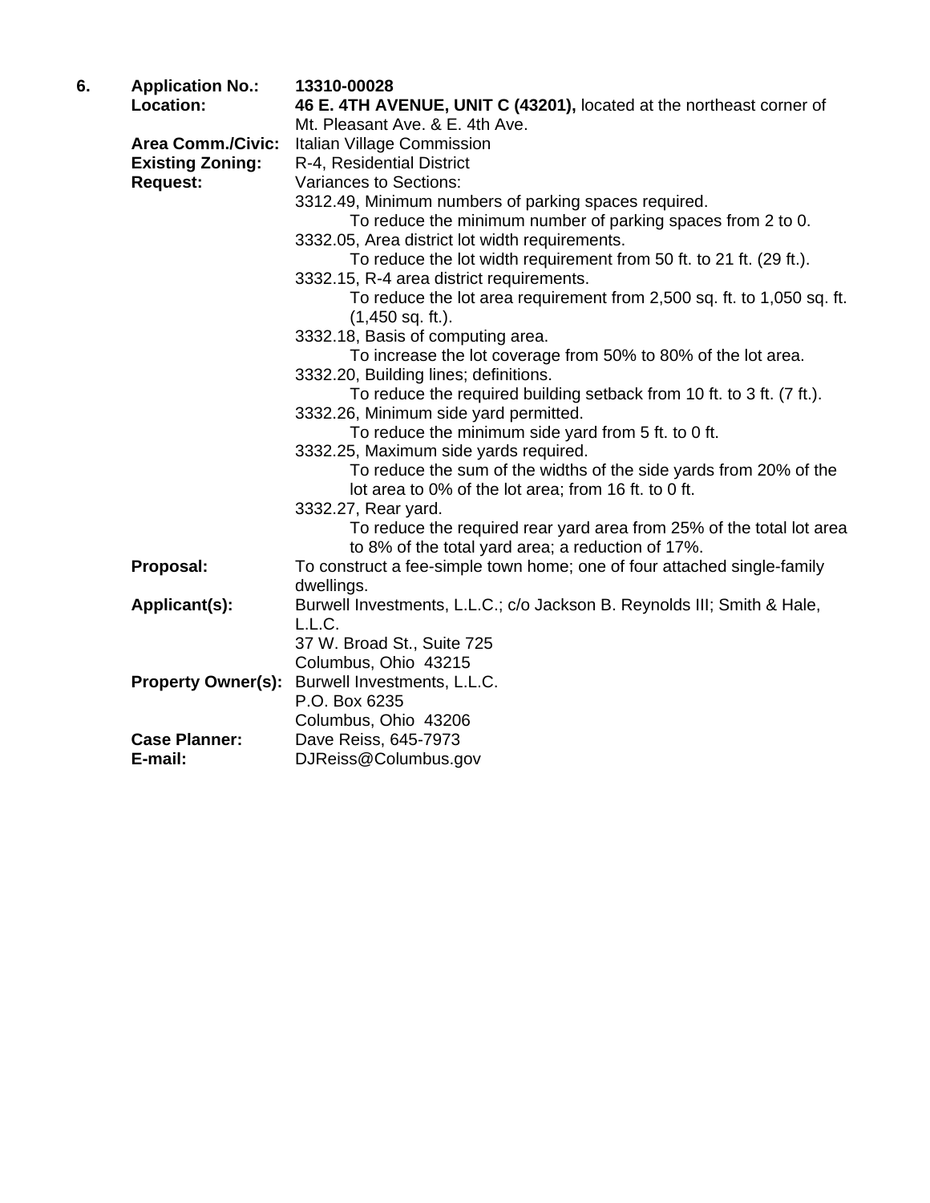**6.** **Application No.:** **13310-00028**

**Location:** **46 E. 4TH AVENUE, UNIT C (43201),** located at the northeast corner of Mt. Pleasant Ave. & E. 4th Ave.

**Area Comm./Civic:** Italian Village Commission

**Existing Zoning:** R-4, Residential District

**Request:** Variances to Sections:

3312.49, Minimum numbers of parking spaces required.
    To reduce the minimum number of parking spaces from 2 to 0.

3332.05, Area district lot width requirements.
    To reduce the lot width requirement from 50 ft. to 21 ft. (29 ft.).

3332.15, R-4 area district requirements.
    To reduce the lot area requirement from 2,500 sq. ft. to 1,050 sq. ft. (1,450 sq. ft.).

3332.18, Basis of computing area.
    To increase the lot coverage from 50% to 80% of the lot area.

3332.20, Building lines; definitions.
    To reduce the required building setback from 10 ft. to 3 ft. (7 ft.).

3332.26, Minimum side yard permitted.
    To reduce the minimum side yard from 5 ft. to 0 ft.

3332.25, Maximum side yards required.
    To reduce the sum of the widths of the side yards from 20% of the lot area to 0% of the lot area; from 16 ft. to 0 ft.

3332.27, Rear yard.
    To reduce the required rear yard area from 25% of the total lot area to 8% of the total yard area; a reduction of 17%.

**Proposal:** To construct a fee-simple town home; one of four attached single-family dwellings.

**Applicant(s):** Burwell Investments, L.L.C.; c/o Jackson B. Reynolds III; Smith & Hale, L.L.C.
37 W. Broad St., Suite 725
Columbus, Ohio 43215

**Property Owner(s):** Burwell Investments, L.L.C.
P.O. Box 6235
Columbus, Ohio 43206

**Case Planner:** Dave Reiss, 645-7973

**E-mail:** DJReiss@Columbus.gov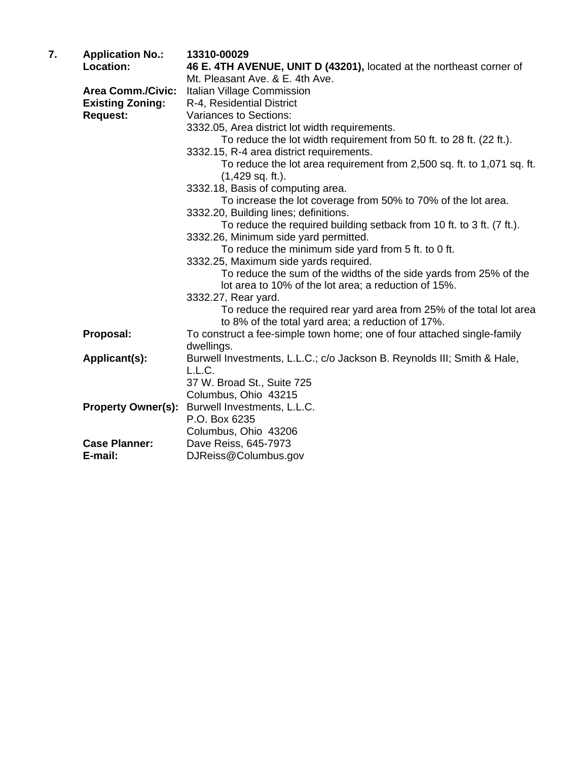**7.** **Application No.:** **13310-00029**

**Location:** **46 E. 4TH AVENUE, UNIT D (43201),** located at the northeast corner of Mt. Pleasant Ave. & E. 4th Ave.

**Area Comm./Civic:** Italian Village Commission

**Existing Zoning:** R-4, Residential District

**Request:** Variances to Sections:

3332.05, Area district lot width requirements.
  To reduce the lot width requirement from 50 ft. to 28 ft. (22 ft.).

3332.15, R-4 area district requirements.
  To reduce the lot area requirement from 2,500 sq. ft. to 1,071 sq. ft. (1,429 sq. ft.).

3332.18, Basis of computing area.
  To increase the lot coverage from 50% to 70% of the lot area.

3332.20, Building lines; definitions.
  To reduce the required building setback from 10 ft. to 3 ft. (7 ft.).

3332.26, Minimum side yard permitted.
  To reduce the minimum side yard from 5 ft. to 0 ft.

3332.25, Maximum side yards required.
  To reduce the sum of the widths of the side yards from 25% of the lot area to 10% of the lot area; a reduction of 15%.

3332.27, Rear yard.
  To reduce the required rear yard area from 25% of the total lot area to 8% of the total yard area; a reduction of 17%.

**Proposal:** To construct a fee-simple town home; one of four attached single-family dwellings.

**Applicant(s):** Burwell Investments, L.L.C.; c/o Jackson B. Reynolds III; Smith & Hale, L.L.C.
37 W. Broad St., Suite 725
Columbus, Ohio 43215

**Property Owner(s):** Burwell Investments, L.L.C.
P.O. Box 6235
Columbus, Ohio 43206

**Case Planner:** Dave Reiss, 645-7973

**E-mail:** DJReiss@Columbus.gov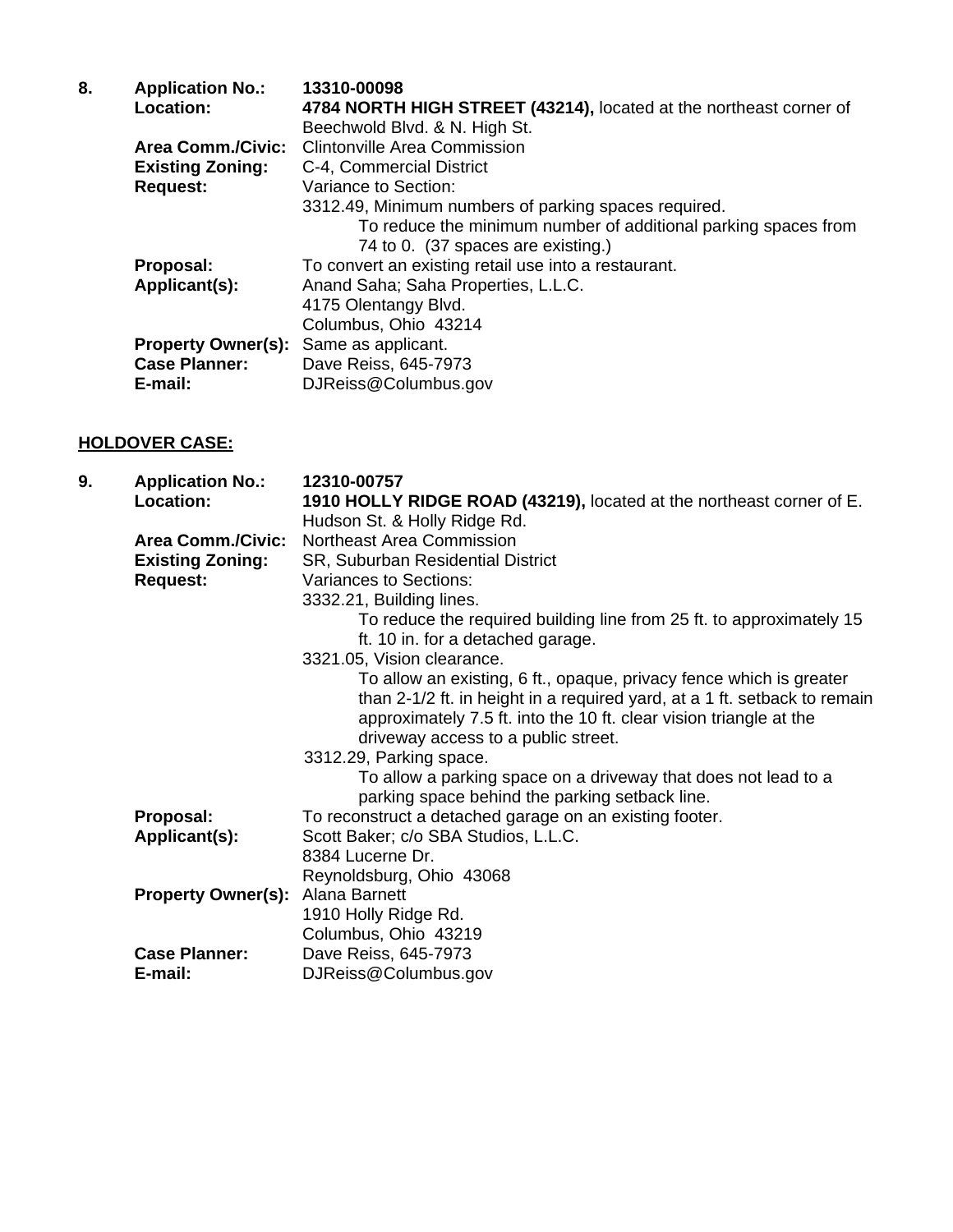**8. Application No.:** **13310-00098**

**Location:** **4784 NORTH HIGH STREET (43214),** located at the northeast corner of Beechwold Blvd. & N. High St.

**Area Comm./Civic:** Clintonville Area Commission

**Existing Zoning:** C-4, Commercial District

**Request:** Variance to Section:

3312.49, Minimum numbers of parking spaces required.

To reduce the minimum number of additional parking spaces from 74 to 0. (37 spaces are existing.)

**Proposal:** To convert an existing retail use into a restaurant.

**Applicant(s):** Anand Saha; Saha Properties, L.L.C.
4175 Olentangy Blvd.
Columbus, Ohio 43214

**Property Owner(s):** Same as applicant.

**Case Planner:** Dave Reiss, 645-7973

**E-mail:** DJReiss@Columbus.gov

## HOLDOVER CASE:

**9. Application No.:** **12310-00757**

**Location:** **1910 HOLLY RIDGE ROAD (43219),** located at the northeast corner of E. Hudson St. & Holly Ridge Rd.

**Area Comm./Civic:** Northeast Area Commission

**Existing Zoning:** SR, Suburban Residential District

**Request:** Variances to Sections:

3332.21, Building lines.

To reduce the required building line from 25 ft. to approximately 15 ft. 10 in. for a detached garage.

3321.05, Vision clearance.

To allow an existing, 6 ft., opaque, privacy fence which is greater than 2-1/2 ft. in height in a required yard, at a 1 ft. setback to remain approximately 7.5 ft. into the 10 ft. clear vision triangle at the driveway access to a public street.

3312.29, Parking space.

To allow a parking space on a driveway that does not lead to a parking space behind the parking setback line.

**Proposal:** To reconstruct a detached garage on an existing footer.

**Applicant(s):** Scott Baker; c/o SBA Studios, L.L.C.
8384 Lucerne Dr.
Reynoldsburg, Ohio 43068

**Property Owner(s):** Alana Barnett
1910 Holly Ridge Rd.
Columbus, Ohio 43219

**Case Planner:** Dave Reiss, 645-7973

**E-mail:** DJReiss@Columbus.gov